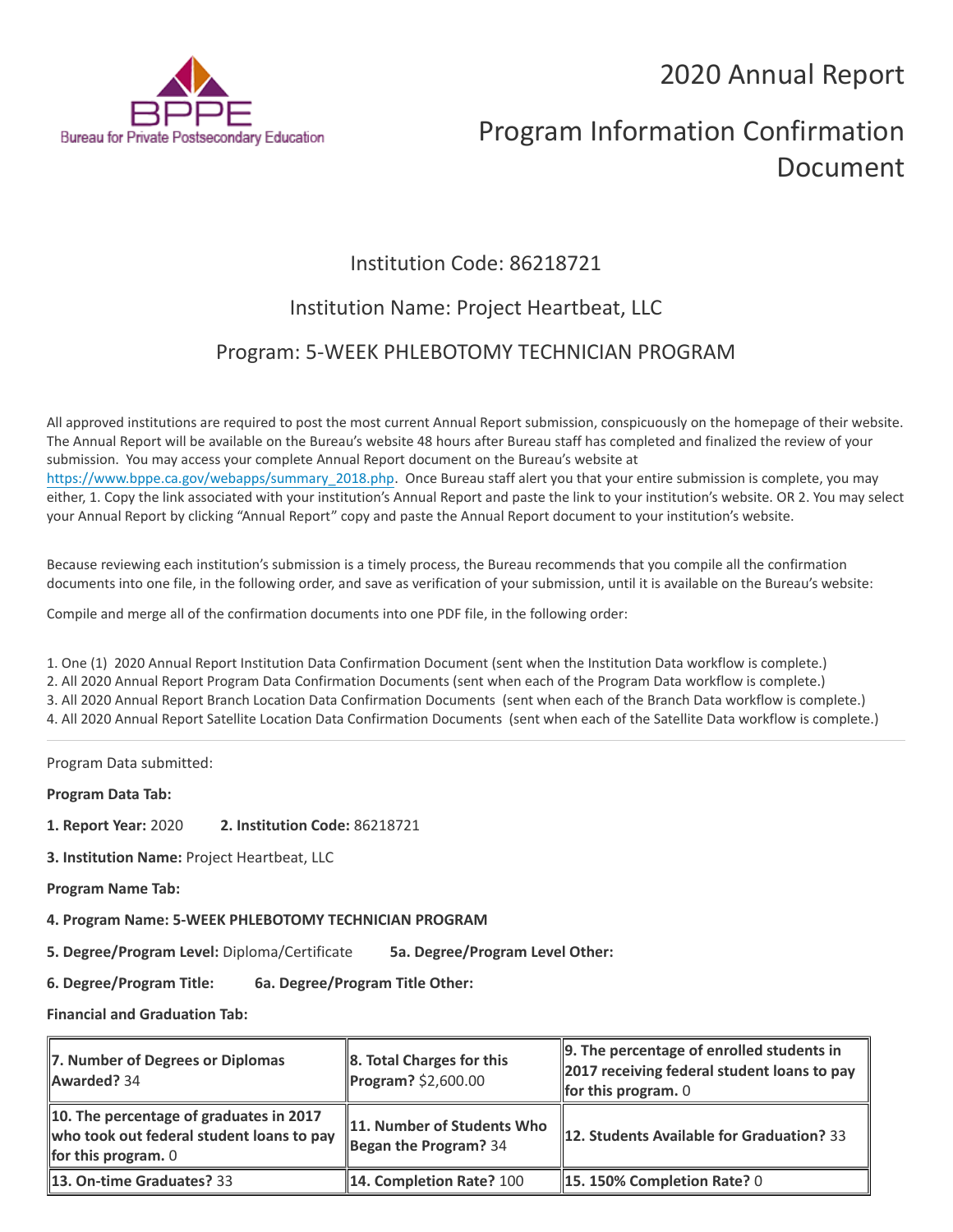BPPE
Bureau for Private Postsecondary Education

# 2020 Annual Report

# Program Information Confirmation Document

## Institution Code: 86218721

## Institution Name: Project Heartbeat, LLC

## Program: 5-WEEK PHLEBOTOMY TECHNICIAN PROGRAM

All approved institutions are required to post the most current Annual Report submission, conspicuously on the homepage of their website. The Annual Report will be available on the Bureau's website 48 hours after Bureau staff has completed and finalized the review of your submission. You may access your complete Annual Report document on the Bureau's website at https://www.bppe.ca.gov/webapps/summary_2018.php. Once Bureau staff alert you that your entire submission is complete, you may either, 1. Copy the link associated with your institution's Annual Report and paste the link to your institution's website. OR 2. You may select your Annual Report by clicking "Annual Report" copy and paste the Annual Report document to your institution's website.

Because reviewing each institution's submission is a timely process, the Bureau recommends that you compile all the confirmation documents into one file, in the following order, and save as verification of your submission, until it is available on the Bureau's website:

Compile and merge all of the confirmation documents into one PDF file, in the following order:

1. One (1) 2020 Annual Report Institution Data Confirmation Document (sent when the Institution Data workflow is complete.)
2. All 2020 Annual Report Program Data Confirmation Documents (sent when each of the Program Data workflow is complete.)
3. All 2020 Annual Report Branch Location Data Confirmation Documents (sent when each of the Branch Data workflow is complete.)
4. All 2020 Annual Report Satellite Location Data Confirmation Documents (sent when each of the Satellite Data workflow is complete.)

---

Program Data submitted:

**Program Data Tab:**

**1. Report Year:** 2020 **2. Institution Code:** 86218721

**3. Institution Name:** Project Heartbeat, LLC

**Program Name Tab:**

**4. Program Name: 5-WEEK PHLEBOTOMY TECHNICIAN PROGRAM**

**5. Degree/Program Level:** Diploma/Certificate **5a. Degree/Program Level Other:**

**6. Degree/Program Title:** **6a. Degree/Program Title Other:**

**Financial and Graduation Tab:**

| | | |
|---|---|---|
| **7. Number of Degrees or Diplomas Awarded?** 34 | **8. Total Charges for this Program?** $2,600.00 | **9. The percentage of enrolled students in 2017 receiving federal student loans to pay for this program.** 0 |
| **10. The percentage of graduates in 2017 who took out federal student loans to pay for this program.** 0 | **11. Number of Students Who Began the Program?** 34 | **12. Students Available for Graduation?** 33 |
| **13. On-time Graduates?** 33 | **14. Completion Rate?** 100 | **15. 150% Completion Rate?** 0 |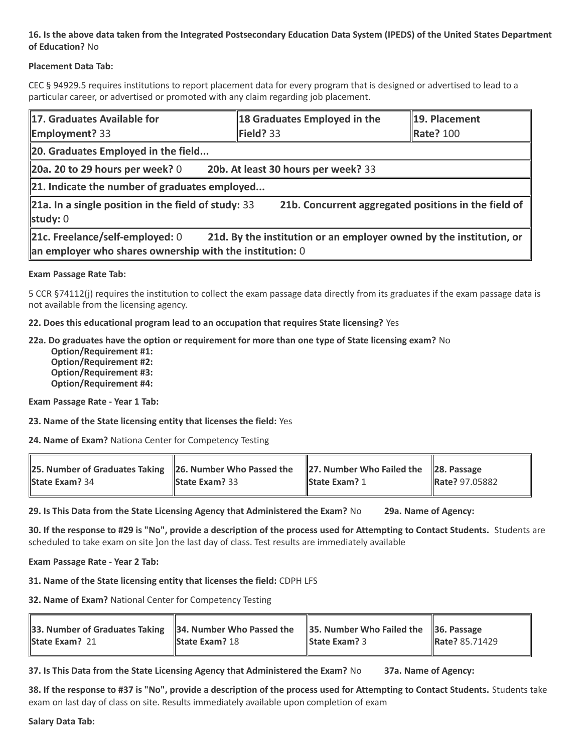**16. Is the above data taken from the Integrated Postsecondary Education Data System (IPEDS) of the United States Department of Education?** No

**Placement Data Tab:**

CEC § 94929.5 requires institutions to report placement data for every program that is designed or advertised to lead to a particular career, or advertised or promoted with any claim regarding job placement.

| **17. Graduates Available for Employment?** 33 | **18 Graduates Employed in the Field?** 33 | **19. Placement Rate?** 100 |
|---|---|---|
| **20. Graduates Employed in the field...** | | |
| **20a. 20 to 29 hours per week?** 0 | **20b. At least 30 hours per week?** 33 | |
| **21. Indicate the number of graduates employed...** | | |
| **21a. In a single position in the field of study:** 33 | **21b. Concurrent aggregated positions in the field of study:** 0 | |
| **21c. Freelance/self-employed:** 0 | **21d. By the institution or an employer owned by the institution, or an employer who shares ownership with the institution:** 0 | |

**Exam Passage Rate Tab:**

5 CCR §74112(j) requires the institution to collect the exam passage data directly from its graduates if the exam passage data is not available from the licensing agency.

**22. Does this educational program lead to an occupation that requires State licensing?** Yes

**22a. Do graduates have the option or requirement for more than one type of State licensing exam?** No
- **Option/Requirement #1:**
- **Option/Requirement #2:**
- **Option/Requirement #3:**
- **Option/Requirement #4:**

**Exam Passage Rate - Year 1 Tab:**

**23. Name of the State licensing entity that licenses the field:** Yes

**24. Name of Exam?** Nationa Center for Competency Testing

| **25. Number of Graduates Taking State Exam?** 34 | **26. Number Who Passed the State Exam?** 33 | **27. Number Who Failed the State Exam?** 1 | **28. Passage Rate?** 97.05882 |
|---|---|---|---|

**29. Is This Data from the State Licensing Agency that Administered the Exam?** No **29a. Name of Agency:**

**30. If the response to #29 is "No", provide a description of the process used for Attempting to Contact Students.** Students are scheduled to take exam on site ]on the last day of class. Test results are immediately available

**Exam Passage Rate - Year 2 Tab:**

**31. Name of the State licensing entity that licenses the field:** CDPH LFS

**32. Name of Exam?** National Center for Competency Testing

| **33. Number of Graduates Taking State Exam?** 21 | **34. Number Who Passed the State Exam?** 18 | **35. Number Who Failed the State Exam?** 3 | **36. Passage Rate?** 85.71429 |
|---|---|---|---|

**37. Is This Data from the State Licensing Agency that Administered the Exam?** No **37a. Name of Agency:**

**38. If the response to #37 is "No", provide a description of the process used for Attempting to Contact Students.** Students take exam on last day of class on site. Results immediately available upon completion of exam

**Salary Data Tab:**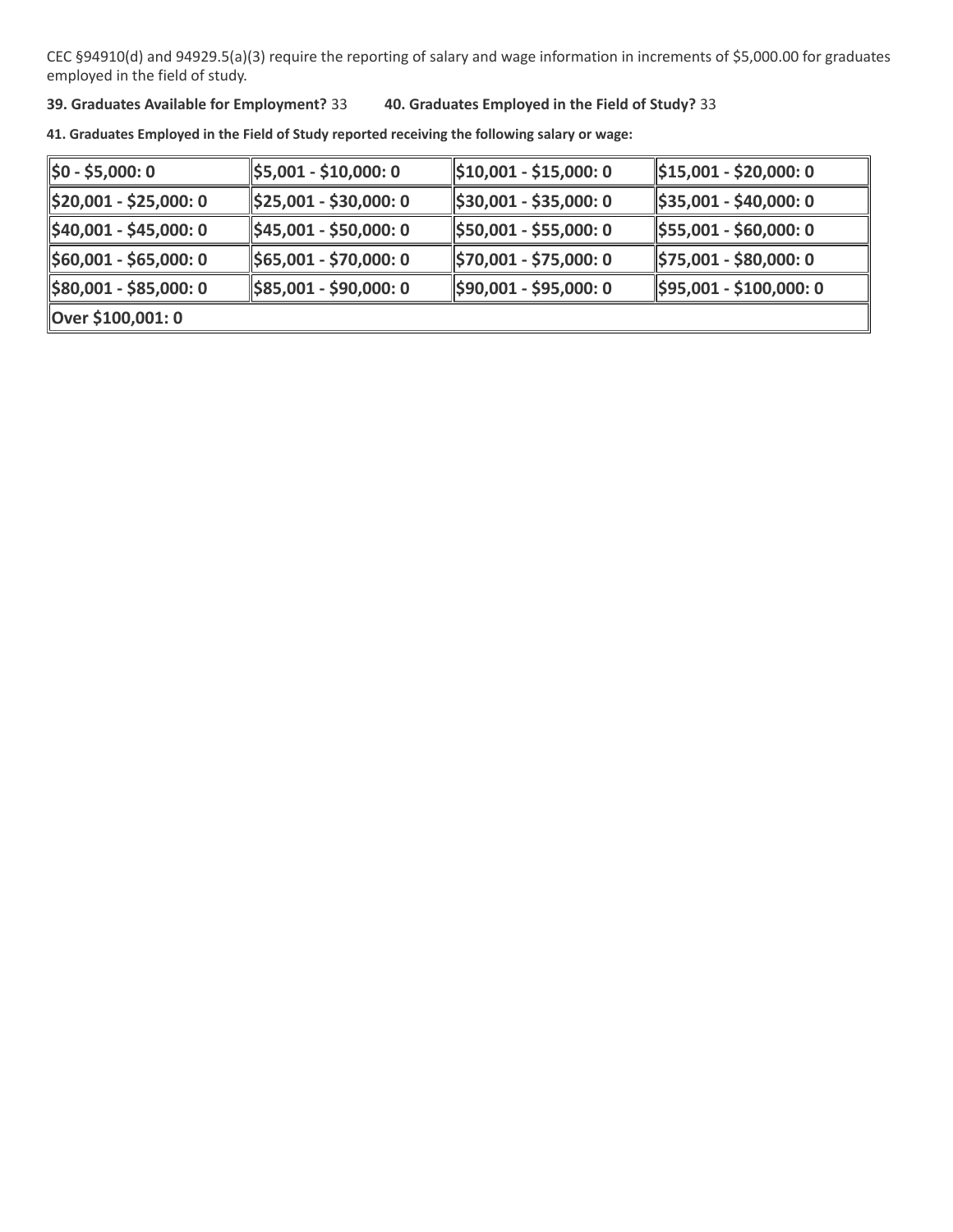CEC §94910(d) and 94929.5(a)(3) require the reporting of salary and wage information in increments of $5,000.00 for graduates employed in the field of study.

**39. Graduates Available for Employment?** 33 **40. Graduates Employed in the Field of Study?** 33

**41. Graduates Employed in the Field of Study reported receiving the following salary or wage:**

| | | | |
|---|---|---|---|
| **$0 - $5,000: 0** | **$5,001 - $10,000: 0** | **$10,001 - $15,000: 0** | **$15,001 - $20,000: 0** |
| **$20,001 - $25,000: 0** | **$25,001 - $30,000: 0** | **$30,001 - $35,000: 0** | **$35,001 - $40,000: 0** |
| **$40,001 - $45,000: 0** | **$45,001 - $50,000: 0** | **$50,001 - $55,000: 0** | **$55,001 - $60,000: 0** |
| **$60,001 - $65,000: 0** | **$65,001 - $70,000: 0** | **$70,001 - $75,000: 0** | **$75,001 - $80,000: 0** |
| **$80,001 - $85,000: 0** | **$85,001 - $90,000: 0** | **$90,001 - $95,000: 0** | **$95,001 - $100,000: 0** |
| **Over $100,001: 0** | | | |